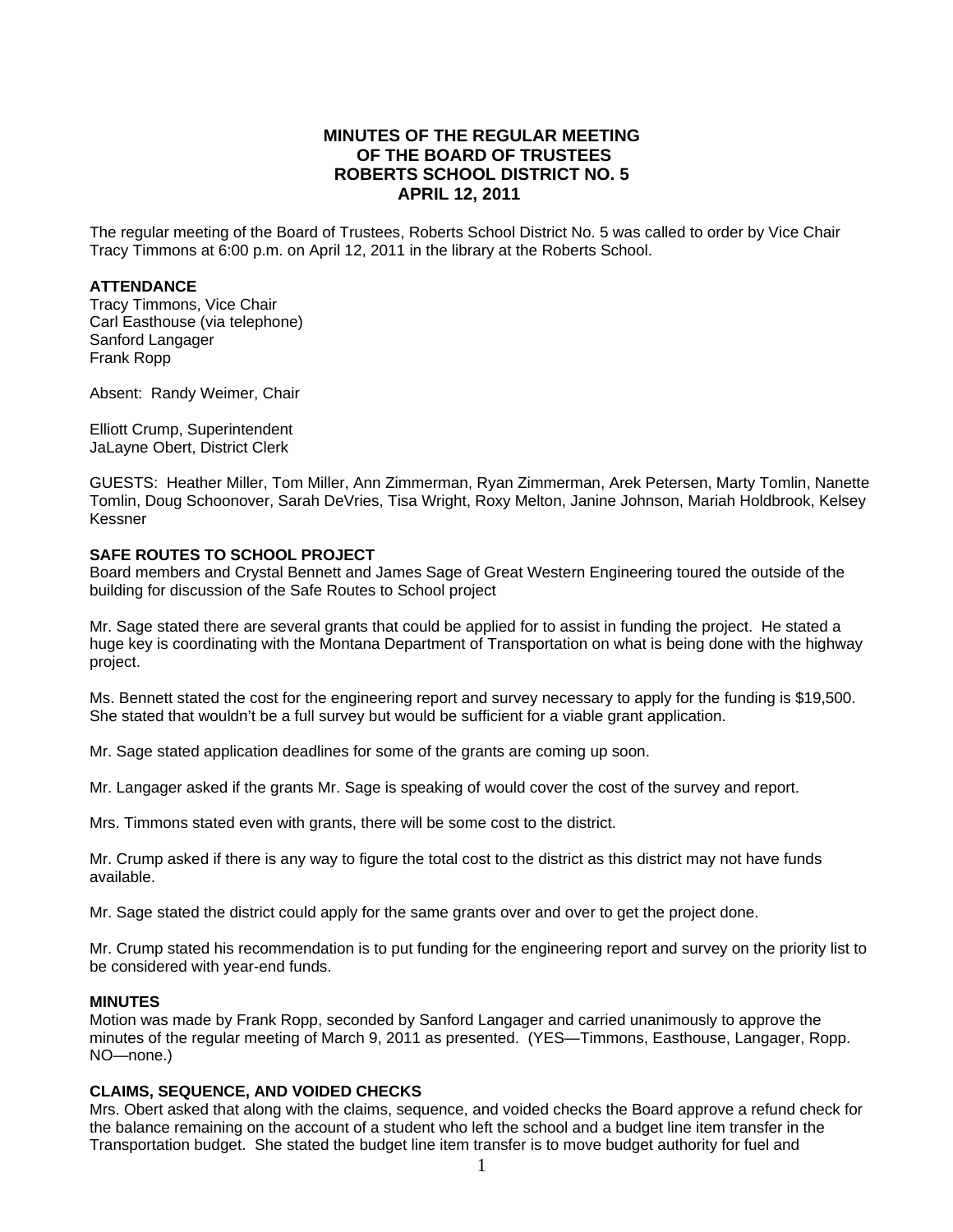# MINUTES OF THE REGULAR MEETING OF THE BOARD OF TRUSTEES ROBERTS SCHOOL DISTRICT NO. 5 APRIL 12, 2011

The regular meeting of the Board of Trustees, Roberts School District No. 5 was called to order by Vice Chair Tracy Timmons at 6:00 p.m. on April 12, 2011 in the library at the Roberts School.

**ATTENDANCE**

Tracy Timmons, Vice Chair
Carl Easthouse (via telephone)
Sanford Langager
Frank Ropp

Absent: Randy Weimer, Chair

Elliott Crump, Superintendent
JaLayne Obert, District Clerk

GUESTS: Heather Miller, Tom Miller, Ann Zimmerman, Ryan Zimmerman, Arek Petersen, Marty Tomlin, Nanette Tomlin, Doug Schoonover, Sarah DeVries, Tisa Wright, Roxy Melton, Janine Johnson, Mariah Holdbrook, Kelsey Kessner

**SAFE ROUTES TO SCHOOL PROJECT**

Board members and Crystal Bennett and James Sage of Great Western Engineering toured the outside of the building for discussion of the Safe Routes to School project

Mr. Sage stated there are several grants that could be applied for to assist in funding the project. He stated a huge key is coordinating with the Montana Department of Transportation on what is being done with the highway project.

Ms. Bennett stated the cost for the engineering report and survey necessary to apply for the funding is $19,500. She stated that wouldn't be a full survey but would be sufficient for a viable grant application.

Mr. Sage stated application deadlines for some of the grants are coming up soon.

Mr. Langager asked if the grants Mr. Sage is speaking of would cover the cost of the survey and report.

Mrs. Timmons stated even with grants, there will be some cost to the district.

Mr. Crump asked if there is any way to figure the total cost to the district as this district may not have funds available.

Mr. Sage stated the district could apply for the same grants over and over to get the project done.

Mr. Crump stated his recommendation is to put funding for the engineering report and survey on the priority list to be considered with year-end funds.

**MINUTES**

Motion was made by Frank Ropp, seconded by Sanford Langager and carried unanimously to approve the minutes of the regular meeting of March 9, 2011 as presented. (YES—Timmons, Easthouse, Langager, Ropp. NO—none.)

**CLAIMS, SEQUENCE, AND VOIDED CHECKS**

Mrs. Obert asked that along with the claims, sequence, and voided checks the Board approve a refund check for the balance remaining on the account of a student who left the school and a budget line item transfer in the Transportation budget. She stated the budget line item transfer is to move budget authority for fuel and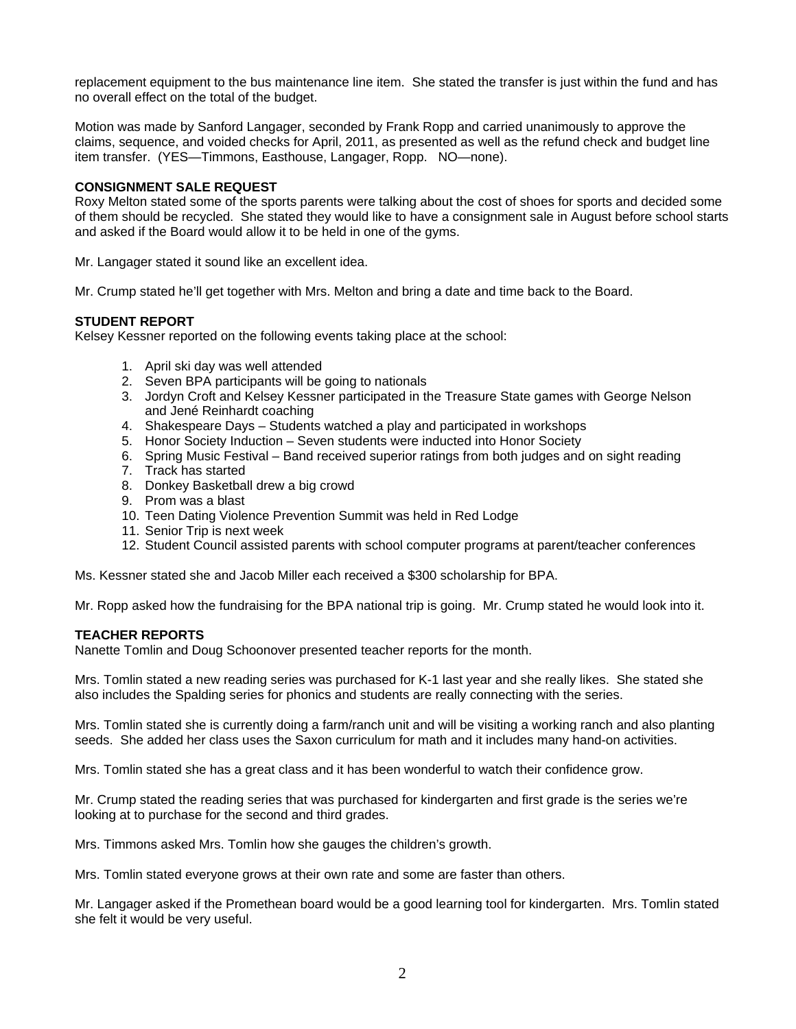replacement equipment to the bus maintenance line item. She stated the transfer is just within the fund and has no overall effect on the total of the budget.

Motion was made by Sanford Langager, seconded by Frank Ropp and carried unanimously to approve the claims, sequence, and voided checks for April, 2011, as presented as well as the refund check and budget line item transfer. (YES—Timmons, Easthouse, Langager, Ropp. NO—none).

**CONSIGNMENT SALE REQUEST**

Roxy Melton stated some of the sports parents were talking about the cost of shoes for sports and decided some of them should be recycled. She stated they would like to have a consignment sale in August before school starts and asked if the Board would allow it to be held in one of the gyms.

Mr. Langager stated it sound like an excellent idea.

Mr. Crump stated he'll get together with Mrs. Melton and bring a date and time back to the Board.

**STUDENT REPORT**

Kelsey Kessner reported on the following events taking place at the school:

1. April ski day was well attended
2. Seven BPA participants will be going to nationals
3. Jordyn Croft and Kelsey Kessner participated in the Treasure State games with George Nelson and Jené Reinhardt coaching
4. Shakespeare Days – Students watched a play and participated in workshops
5. Honor Society Induction – Seven students were inducted into Honor Society
6. Spring Music Festival – Band received superior ratings from both judges and on sight reading
7. Track has started
8. Donkey Basketball drew a big crowd
9. Prom was a blast
10. Teen Dating Violence Prevention Summit was held in Red Lodge
11. Senior Trip is next week
12. Student Council assisted parents with school computer programs at parent/teacher conferences

Ms. Kessner stated she and Jacob Miller each received a $300 scholarship for BPA.

Mr. Ropp asked how the fundraising for the BPA national trip is going. Mr. Crump stated he would look into it.

**TEACHER REPORTS**

Nanette Tomlin and Doug Schoonover presented teacher reports for the month.

Mrs. Tomlin stated a new reading series was purchased for K-1 last year and she really likes. She stated she also includes the Spalding series for phonics and students are really connecting with the series.

Mrs. Tomlin stated she is currently doing a farm/ranch unit and will be visiting a working ranch and also planting seeds. She added her class uses the Saxon curriculum for math and it includes many hand-on activities.

Mrs. Tomlin stated she has a great class and it has been wonderful to watch their confidence grow.

Mr. Crump stated the reading series that was purchased for kindergarten and first grade is the series we're looking at to purchase for the second and third grades.

Mrs. Timmons asked Mrs. Tomlin how she gauges the children's growth.

Mrs. Tomlin stated everyone grows at their own rate and some are faster than others.

Mr. Langager asked if the Promethean board would be a good learning tool for kindergarten. Mrs. Tomlin stated she felt it would be very useful.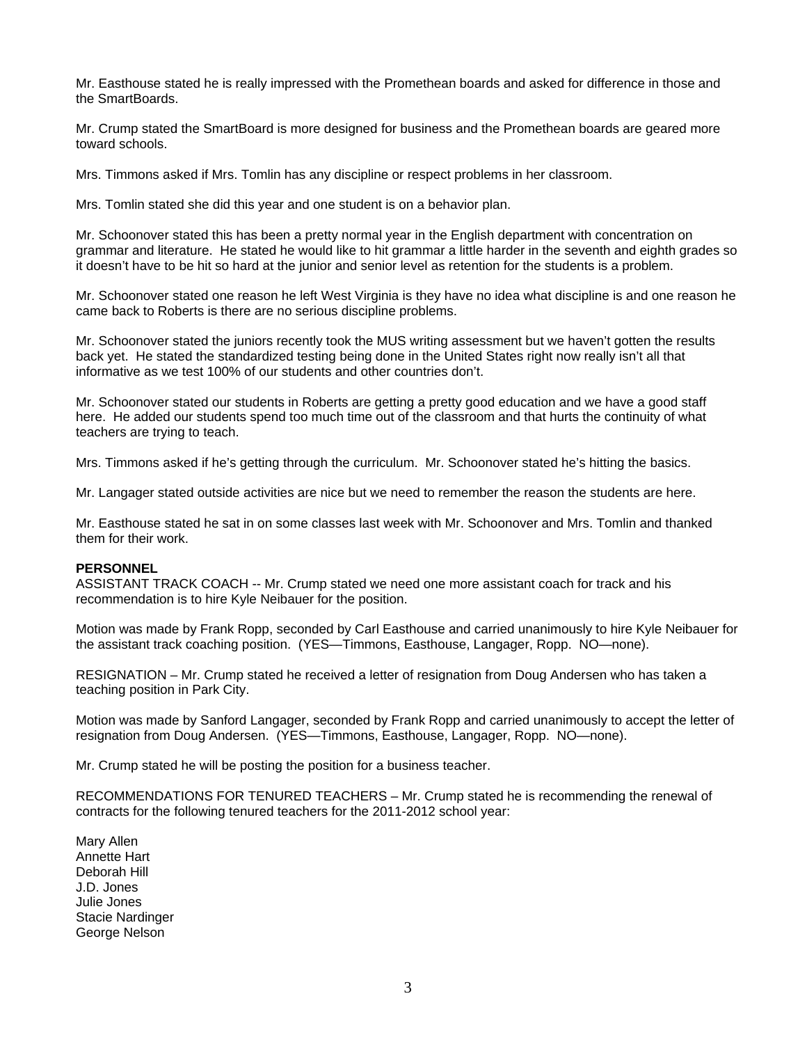Mr. Easthouse stated he is really impressed with the Promethean boards and asked for difference in those and the SmartBoards.

Mr. Crump stated the SmartBoard is more designed for business and the Promethean boards are geared more toward schools.

Mrs. Timmons asked if Mrs. Tomlin has any discipline or respect problems in her classroom.

Mrs. Tomlin stated she did this year and one student is on a behavior plan.

Mr. Schoonover stated this has been a pretty normal year in the English department with concentration on grammar and literature. He stated he would like to hit grammar a little harder in the seventh and eighth grades so it doesn't have to be hit so hard at the junior and senior level as retention for the students is a problem.

Mr. Schoonover stated one reason he left West Virginia is they have no idea what discipline is and one reason he came back to Roberts is there are no serious discipline problems.

Mr. Schoonover stated the juniors recently took the MUS writing assessment but we haven't gotten the results back yet. He stated the standardized testing being done in the United States right now really isn't all that informative as we test 100% of our students and other countries don't.

Mr. Schoonover stated our students in Roberts are getting a pretty good education and we have a good staff here. He added our students spend too much time out of the classroom and that hurts the continuity of what teachers are trying to teach.

Mrs. Timmons asked if he's getting through the curriculum. Mr. Schoonover stated he's hitting the basics.

Mr. Langager stated outside activities are nice but we need to remember the reason the students are here.

Mr. Easthouse stated he sat in on some classes last week with Mr. Schoonover and Mrs. Tomlin and thanked them for their work.

**PERSONNEL**

ASSISTANT TRACK COACH -- Mr. Crump stated we need one more assistant coach for track and his recommendation is to hire Kyle Neibauer for the position.

Motion was made by Frank Ropp, seconded by Carl Easthouse and carried unanimously to hire Kyle Neibauer for the assistant track coaching position. (YES—Timmons, Easthouse, Langager, Ropp. NO—none).

RESIGNATION – Mr. Crump stated he received a letter of resignation from Doug Andersen who has taken a teaching position in Park City.

Motion was made by Sanford Langager, seconded by Frank Ropp and carried unanimously to accept the letter of resignation from Doug Andersen. (YES—Timmons, Easthouse, Langager, Ropp. NO—none).

Mr. Crump stated he will be posting the position for a business teacher.

RECOMMENDATIONS FOR TENURED TEACHERS – Mr. Crump stated he is recommending the renewal of contracts for the following tenured teachers for the 2011-2012 school year:

Mary Allen
Annette Hart
Deborah Hill
J.D. Jones
Julie Jones
Stacie Nardinger
George Nelson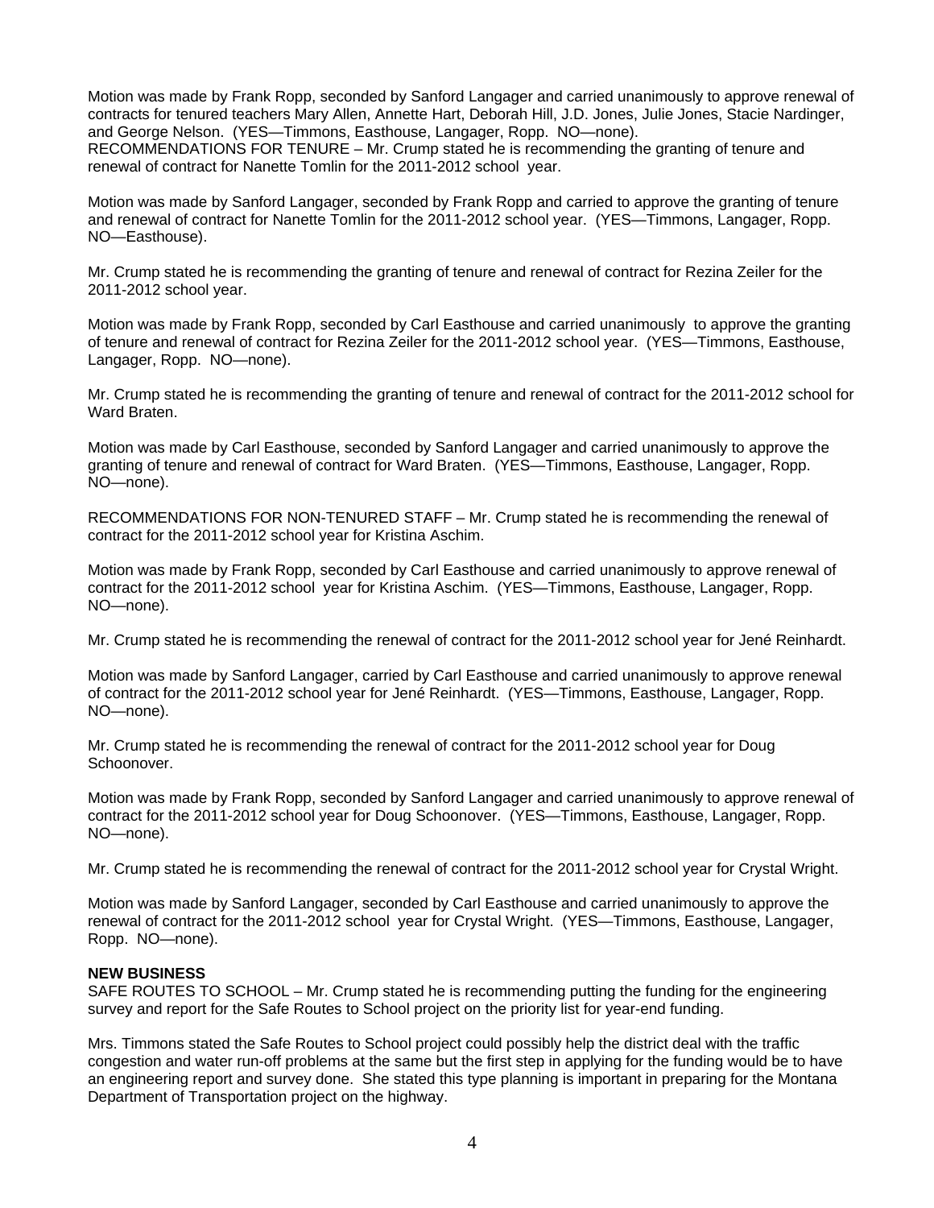Motion was made by Frank Ropp, seconded by Sanford Langager and carried unanimously to approve renewal of contracts for tenured teachers Mary Allen, Annette Hart, Deborah Hill, J.D. Jones, Julie Jones, Stacie Nardinger, and George Nelson. (YES—Timmons, Easthouse, Langager, Ropp. NO—none).
RECOMMENDATIONS FOR TENURE – Mr. Crump stated he is recommending the granting of tenure and renewal of contract for Nanette Tomlin for the 2011-2012 school year.

Motion was made by Sanford Langager, seconded by Frank Ropp and carried to approve the granting of tenure and renewal of contract for Nanette Tomlin for the 2011-2012 school year. (YES—Timmons, Langager, Ropp. NO—Easthouse).

Mr. Crump stated he is recommending the granting of tenure and renewal of contract for Rezina Zeiler for the 2011-2012 school year.

Motion was made by Frank Ropp, seconded by Carl Easthouse and carried unanimously to approve the granting of tenure and renewal of contract for Rezina Zeiler for the 2011-2012 school year. (YES—Timmons, Easthouse, Langager, Ropp. NO—none).

Mr. Crump stated he is recommending the granting of tenure and renewal of contract for the 2011-2012 school for Ward Braten.

Motion was made by Carl Easthouse, seconded by Sanford Langager and carried unanimously to approve the granting of tenure and renewal of contract for Ward Braten. (YES—Timmons, Easthouse, Langager, Ropp. NO—none).

RECOMMENDATIONS FOR NON-TENURED STAFF – Mr. Crump stated he is recommending the renewal of contract for the 2011-2012 school year for Kristina Aschim.

Motion was made by Frank Ropp, seconded by Carl Easthouse and carried unanimously to approve renewal of contract for the 2011-2012 school year for Kristina Aschim. (YES—Timmons, Easthouse, Langager, Ropp. NO—none).

Mr. Crump stated he is recommending the renewal of contract for the 2011-2012 school year for Jené Reinhardt.

Motion was made by Sanford Langager, carried by Carl Easthouse and carried unanimously to approve renewal of contract for the 2011-2012 school year for Jené Reinhardt. (YES—Timmons, Easthouse, Langager, Ropp. NO—none).

Mr. Crump stated he is recommending the renewal of contract for the 2011-2012 school year for Doug Schoonover.

Motion was made by Frank Ropp, seconded by Sanford Langager and carried unanimously to approve renewal of contract for the 2011-2012 school year for Doug Schoonover. (YES—Timmons, Easthouse, Langager, Ropp. NO—none).

Mr. Crump stated he is recommending the renewal of contract for the 2011-2012 school year for Crystal Wright.

Motion was made by Sanford Langager, seconded by Carl Easthouse and carried unanimously to approve the renewal of contract for the 2011-2012 school year for Crystal Wright. (YES—Timmons, Easthouse, Langager, Ropp. NO—none).

**NEW BUSINESS**
SAFE ROUTES TO SCHOOL – Mr. Crump stated he is recommending putting the funding for the engineering survey and report for the Safe Routes to School project on the priority list for year-end funding.

Mrs. Timmons stated the Safe Routes to School project could possibly help the district deal with the traffic congestion and water run-off problems at the same but the first step in applying for the funding would be to have an engineering report and survey done. She stated this type planning is important in preparing for the Montana Department of Transportation project on the highway.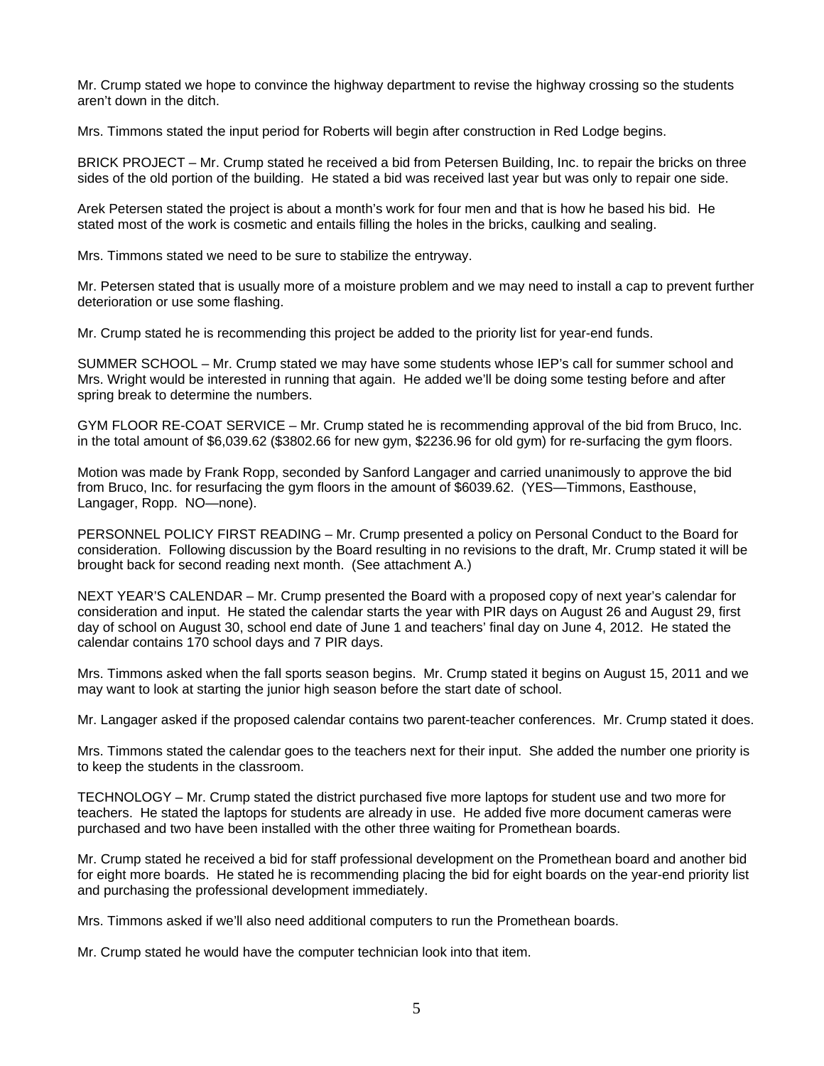Mr. Crump stated we hope to convince the highway department to revise the highway crossing so the students aren't down in the ditch.

Mrs. Timmons stated the input period for Roberts will begin after construction in Red Lodge begins.

BRICK PROJECT – Mr. Crump stated he received a bid from Petersen Building, Inc. to repair the bricks on three sides of the old portion of the building. He stated a bid was received last year but was only to repair one side.

Arek Petersen stated the project is about a month's work for four men and that is how he based his bid. He stated most of the work is cosmetic and entails filling the holes in the bricks, caulking and sealing.

Mrs. Timmons stated we need to be sure to stabilize the entryway.

Mr. Petersen stated that is usually more of a moisture problem and we may need to install a cap to prevent further deterioration or use some flashing.

Mr. Crump stated he is recommending this project be added to the priority list for year-end funds.

SUMMER SCHOOL – Mr. Crump stated we may have some students whose IEP's call for summer school and Mrs. Wright would be interested in running that again. He added we'll be doing some testing before and after spring break to determine the numbers.

GYM FLOOR RE-COAT SERVICE – Mr. Crump stated he is recommending approval of the bid from Bruco, Inc. in the total amount of $6,039.62 ($3802.66 for new gym, $2236.96 for old gym) for re-surfacing the gym floors.

Motion was made by Frank Ropp, seconded by Sanford Langager and carried unanimously to approve the bid from Bruco, Inc. for resurfacing the gym floors in the amount of $6039.62. (YES—Timmons, Easthouse, Langager, Ropp. NO—none).

PERSONNEL POLICY FIRST READING – Mr. Crump presented a policy on Personal Conduct to the Board for consideration. Following discussion by the Board resulting in no revisions to the draft, Mr. Crump stated it will be brought back for second reading next month. (See attachment A.)

NEXT YEAR'S CALENDAR – Mr. Crump presented the Board with a proposed copy of next year's calendar for consideration and input. He stated the calendar starts the year with PIR days on August 26 and August 29, first day of school on August 30, school end date of June 1 and teachers' final day on June 4, 2012. He stated the calendar contains 170 school days and 7 PIR days.

Mrs. Timmons asked when the fall sports season begins. Mr. Crump stated it begins on August 15, 2011 and we may want to look at starting the junior high season before the start date of school.

Mr. Langager asked if the proposed calendar contains two parent-teacher conferences. Mr. Crump stated it does.

Mrs. Timmons stated the calendar goes to the teachers next for their input. She added the number one priority is to keep the students in the classroom.

TECHNOLOGY – Mr. Crump stated the district purchased five more laptops for student use and two more for teachers. He stated the laptops for students are already in use. He added five more document cameras were purchased and two have been installed with the other three waiting for Promethean boards.

Mr. Crump stated he received a bid for staff professional development on the Promethean board and another bid for eight more boards. He stated he is recommending placing the bid for eight boards on the year-end priority list and purchasing the professional development immediately.

Mrs. Timmons asked if we'll also need additional computers to run the Promethean boards.

Mr. Crump stated he would have the computer technician look into that item.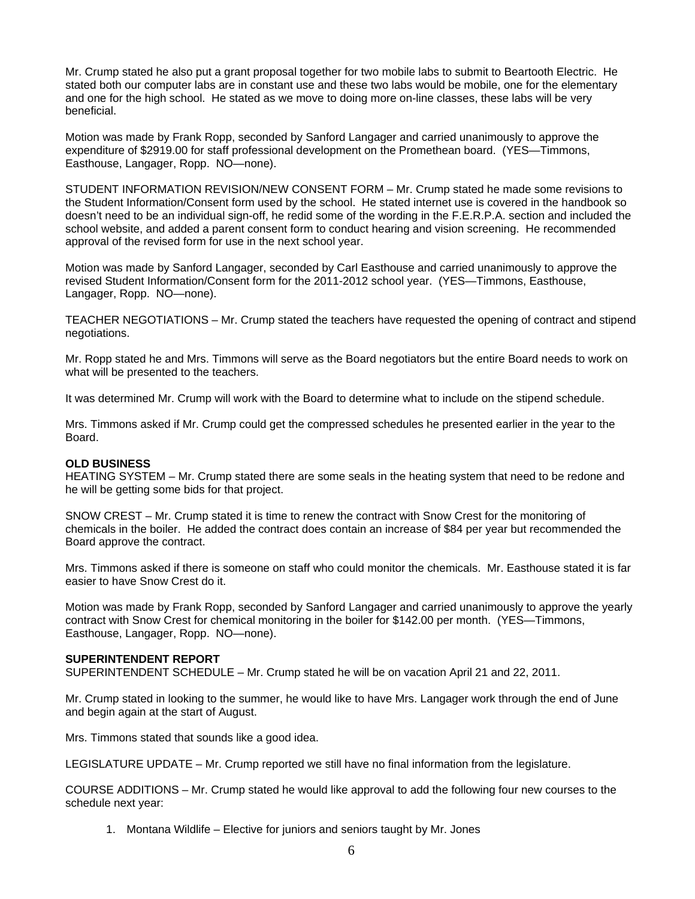Mr. Crump stated he also put a grant proposal together for two mobile labs to submit to Beartooth Electric. He stated both our computer labs are in constant use and these two labs would be mobile, one for the elementary and one for the high school. He stated as we move to doing more on-line classes, these labs will be very beneficial.

Motion was made by Frank Ropp, seconded by Sanford Langager and carried unanimously to approve the expenditure of $2919.00 for staff professional development on the Promethean board. (YES—Timmons, Easthouse, Langager, Ropp. NO—none).

STUDENT INFORMATION REVISION/NEW CONSENT FORM – Mr. Crump stated he made some revisions to the Student Information/Consent form used by the school. He stated internet use is covered in the handbook so doesn't need to be an individual sign-off, he redid some of the wording in the F.E.R.P.A. section and included the school website, and added a parent consent form to conduct hearing and vision screening. He recommended approval of the revised form for use in the next school year.

Motion was made by Sanford Langager, seconded by Carl Easthouse and carried unanimously to approve the revised Student Information/Consent form for the 2011-2012 school year. (YES—Timmons, Easthouse, Langager, Ropp. NO—none).

TEACHER NEGOTIATIONS – Mr. Crump stated the teachers have requested the opening of contract and stipend negotiations.

Mr. Ropp stated he and Mrs. Timmons will serve as the Board negotiators but the entire Board needs to work on what will be presented to the teachers.

It was determined Mr. Crump will work with the Board to determine what to include on the stipend schedule.

Mrs. Timmons asked if Mr. Crump could get the compressed schedules he presented earlier in the year to the Board.

**OLD BUSINESS**

HEATING SYSTEM – Mr. Crump stated there are some seals in the heating system that need to be redone and he will be getting some bids for that project.

SNOW CREST – Mr. Crump stated it is time to renew the contract with Snow Crest for the monitoring of chemicals in the boiler. He added the contract does contain an increase of $84 per year but recommended the Board approve the contract.

Mrs. Timmons asked if there is someone on staff who could monitor the chemicals. Mr. Easthouse stated it is far easier to have Snow Crest do it.

Motion was made by Frank Ropp, seconded by Sanford Langager and carried unanimously to approve the yearly contract with Snow Crest for chemical monitoring in the boiler for $142.00 per month. (YES—Timmons, Easthouse, Langager, Ropp. NO—none).

**SUPERINTENDENT REPORT**

SUPERINTENDENT SCHEDULE – Mr. Crump stated he will be on vacation April 21 and 22, 2011.

Mr. Crump stated in looking to the summer, he would like to have Mrs. Langager work through the end of June and begin again at the start of August.

Mrs. Timmons stated that sounds like a good idea.

LEGISLATURE UPDATE – Mr. Crump reported we still have no final information from the legislature.

COURSE ADDITIONS – Mr. Crump stated he would like approval to add the following four new courses to the schedule next year:

1. Montana Wildlife – Elective for juniors and seniors taught by Mr. Jones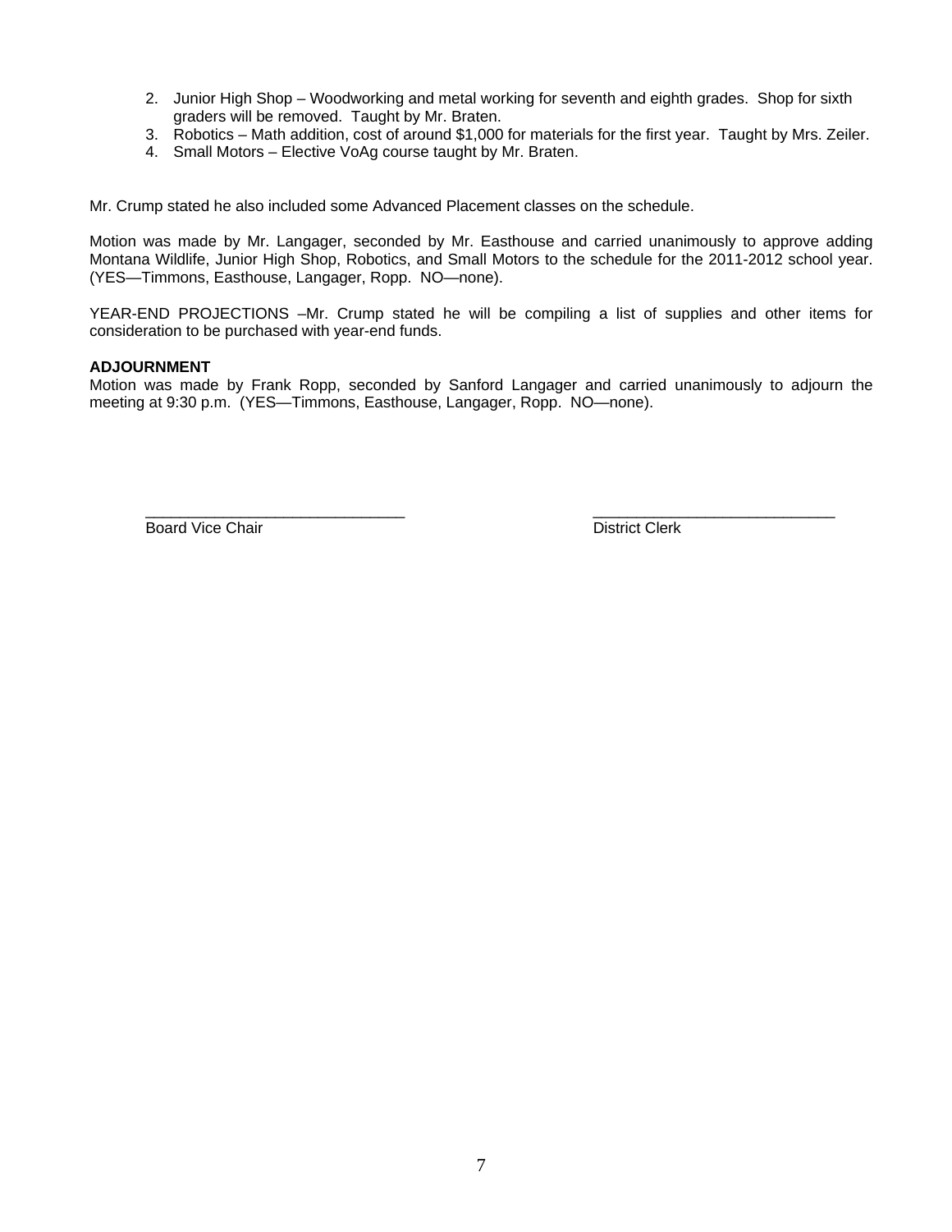2. Junior High Shop – Woodworking and metal working for seventh and eighth grades. Shop for sixth graders will be removed. Taught by Mr. Braten.
3. Robotics – Math addition, cost of around $1,000 for materials for the first year. Taught by Mrs. Zeiler.
4. Small Motors – Elective VoAg course taught by Mr. Braten.

Mr. Crump stated he also included some Advanced Placement classes on the schedule.

Motion was made by Mr. Langager, seconded by Mr. Easthouse and carried unanimously to approve adding Montana Wildlife, Junior High Shop, Robotics, and Small Motors to the schedule for the 2011-2012 school year. (YES—Timmons, Easthouse, Langager, Ropp. NO—none).

YEAR-END PROJECTIONS –Mr. Crump stated he will be compiling a list of supplies and other items for consideration to be purchased with year-end funds.

**ADJOURNMENT**

Motion was made by Frank Ropp, seconded by Sanford Langager and carried unanimously to adjourn the meeting at 9:30 p.m. (YES—Timmons, Easthouse, Langager, Ropp. NO—none).

______________________________ Board Vice Chair

______________________________ District Clerk